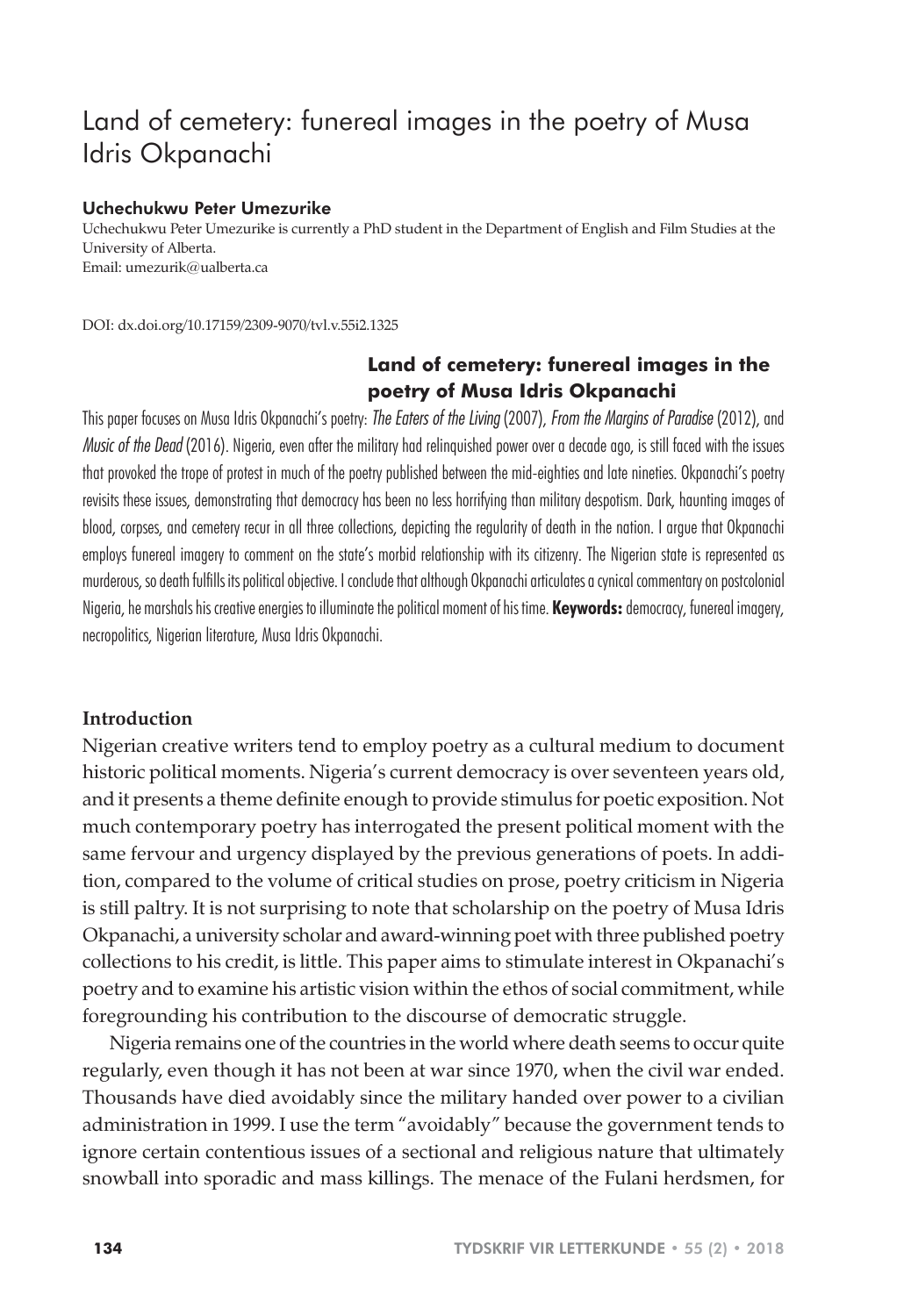# Land of cemetery: funereal images in the poetry of Musa Idris Okpanachi

**Uchechukwu Peter Umezurike**

Uchechukwu Peter Umezurike is currently a PhD student in the Department of English and Film Studies at the University of Alberta.
Email: umezurik@ualberta.ca

DOI: dx.doi.org/10.17159/2309-9070/tvl.v.55i2.1325

## Land of cemetery: funereal images in the poetry of Musa Idris Okpanachi

This paper focuses on Musa Idris Okpanachi's poetry: *The Eaters of the Living* (2007), *From the Margins of Paradise* (2012), and *Music of the Dead* (2016). Nigeria, even after the military had relinquished power over a decade ago, is still faced with the issues that provoked the trope of protest in much of the poetry published between the mid-eighties and late nineties. Okpanachi's poetry revisits these issues, demonstrating that democracy has been no less horrifying than military despotism. Dark, haunting images of blood, corpses, and cemetery recur in all three collections, depicting the regularity of death in the nation. I argue that Okpanachi employs funereal imagery to comment on the state's morbid relationship with its citizenry. The Nigerian state is represented as murderous, so death fulfills its political objective. I conclude that although Okpanachi articulates a cynical commentary on postcolonial Nigeria, he marshals his creative energies to illuminate the political moment of his time. **Keywords:** democracy, funereal imagery, necropolitics, Nigerian literature, Musa Idris Okpanachi.

### Introduction

Nigerian creative writers tend to employ poetry as a cultural medium to document historic political moments. Nigeria's current democracy is over seventeen years old, and it presents a theme definite enough to provide stimulus for poetic exposition. Not much contemporary poetry has interrogated the present political moment with the same fervour and urgency displayed by the previous generations of poets. In addition, compared to the volume of critical studies on prose, poetry criticism in Nigeria is still paltry. It is not surprising to note that scholarship on the poetry of Musa Idris Okpanachi, a university scholar and award-winning poet with three published poetry collections to his credit, is little. This paper aims to stimulate interest in Okpanachi's poetry and to examine his artistic vision within the ethos of social commitment, while foregrounding his contribution to the discourse of democratic struggle.

Nigeria remains one of the countries in the world where death seems to occur quite regularly, even though it has not been at war since 1970, when the civil war ended. Thousands have died avoidably since the military handed over power to a civilian administration in 1999. I use the term "avoidably" because the government tends to ignore certain contentious issues of a sectional and religious nature that ultimately snowball into sporadic and mass killings. The menace of the Fulani herdsmen, for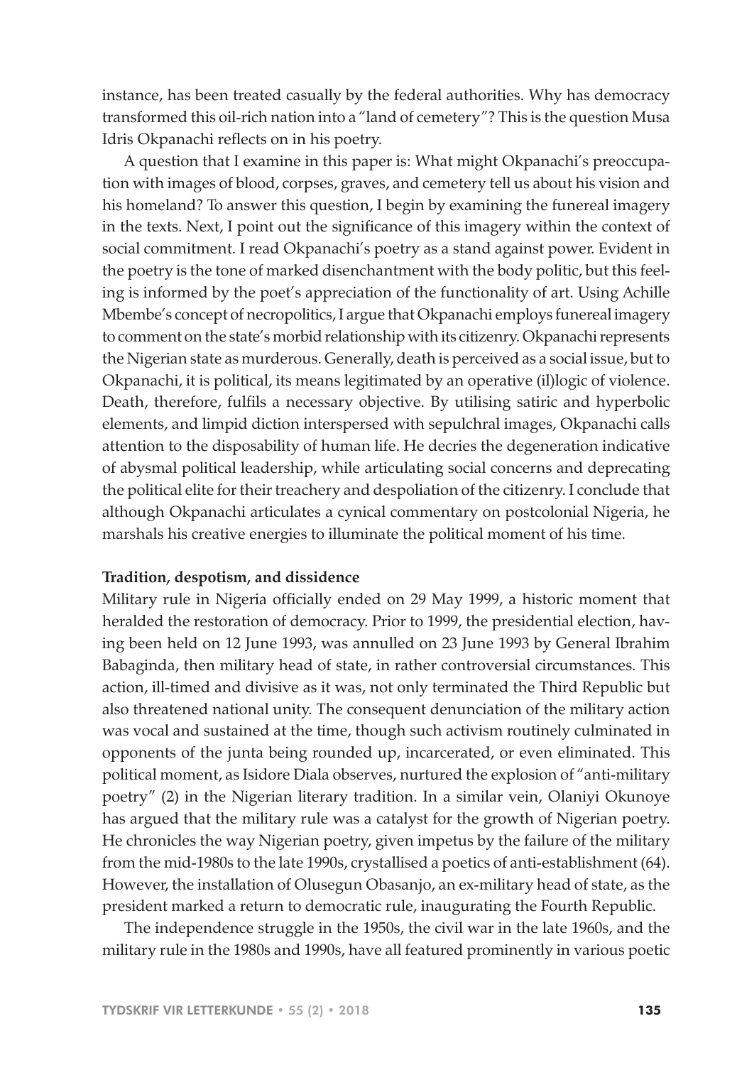instance, has been treated casually by the federal authorities. Why has democracy transformed this oil-rich nation into a "land of cemetery"? This is the question Musa Idris Okpanachi reflects on in his poetry.

A question that I examine in this paper is: What might Okpanachi's preoccupation with images of blood, corpses, graves, and cemetery tell us about his vision and his homeland? To answer this question, I begin by examining the funereal imagery in the texts. Next, I point out the significance of this imagery within the context of social commitment. I read Okpanachi's poetry as a stand against power. Evident in the poetry is the tone of marked disenchantment with the body politic, but this feeling is informed by the poet's appreciation of the functionality of art. Using Achille Mbembe's concept of necropolitics, I argue that Okpanachi employs funereal imagery to comment on the state's morbid relationship with its citizenry. Okpanachi represents the Nigerian state as murderous. Generally, death is perceived as a social issue, but to Okpanachi, it is political, its means legitimated by an operative (il)logic of violence. Death, therefore, fulfils a necessary objective. By utilising satiric and hyperbolic elements, and limpid diction interspersed with sepulchral images, Okpanachi calls attention to the disposability of human life. He decries the degeneration indicative of abysmal political leadership, while articulating social concerns and deprecating the political elite for their treachery and despoliation of the citizenry. I conclude that although Okpanachi articulates a cynical commentary on postcolonial Nigeria, he marshals his creative energies to illuminate the political moment of his time.

**Tradition, despotism, and dissidence**

Military rule in Nigeria officially ended on 29 May 1999, a historic moment that heralded the restoration of democracy. Prior to 1999, the presidential election, having been held on 12 June 1993, was annulled on 23 June 1993 by General Ibrahim Babaginda, then military head of state, in rather controversial circumstances. This action, ill-timed and divisive as it was, not only terminated the Third Republic but also threatened national unity. The consequent denunciation of the military action was vocal and sustained at the time, though such activism routinely culminated in opponents of the junta being rounded up, incarcerated, or even eliminated. This political moment, as Isidore Diala observes, nurtured the explosion of "anti-military poetry" (2) in the Nigerian literary tradition. In a similar vein, Olaniyi Okunoye has argued that the military rule was a catalyst for the growth of Nigerian poetry. He chronicles the way Nigerian poetry, given impetus by the failure of the military from the mid-1980s to the late 1990s, crystallised a poetics of anti-establishment (64). However, the installation of Olusegun Obasanjo, an ex-military head of state, as the president marked a return to democratic rule, inaugurating the Fourth Republic.

The independence struggle in the 1950s, the civil war in the late 1960s, and the military rule in the 1980s and 1990s, have all featured prominently in various poetic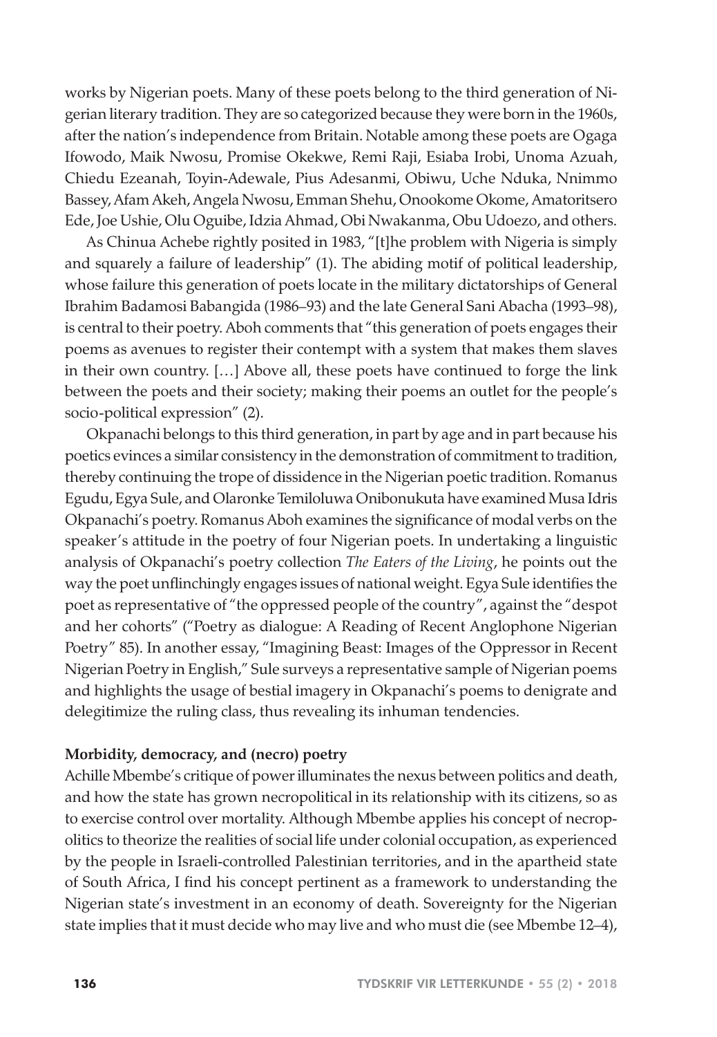works by Nigerian poets. Many of these poets belong to the third generation of Nigerian literary tradition. They are so categorized because they were born in the 1960s, after the nation's independence from Britain. Notable among these poets are Ogaga Ifowodo, Maik Nwosu, Promise Okekwe, Remi Raji, Esiaba Irobi, Unoma Azuah, Chiedu Ezeanah, Toyin-Adewale, Pius Adesanmi, Obiwu, Uche Nduka, Nnimmo Bassey, Afam Akeh, Angela Nwosu, Emman Shehu, Onookome Okome, Amatoritsero Ede, Joe Ushie, Olu Oguibe, Idzia Ahmad, Obi Nwakanma, Obu Udoezo, and others.

As Chinua Achebe rightly posited in 1983, "[t]he problem with Nigeria is simply and squarely a failure of leadership" (1). The abiding motif of political leadership, whose failure this generation of poets locate in the military dictatorships of General Ibrahim Badamosi Babangida (1986–93) and the late General Sani Abacha (1993–98), is central to their poetry. Aboh comments that "this generation of poets engages their poems as avenues to register their contempt with a system that makes them slaves in their own country. […] Above all, these poets have continued to forge the link between the poets and their society; making their poems an outlet for the people's socio-political expression" (2).

Okpanachi belongs to this third generation, in part by age and in part because his poetics evinces a similar consistency in the demonstration of commitment to tradition, thereby continuing the trope of dissidence in the Nigerian poetic tradition. Romanus Egudu, Egya Sule, and Olaronke Temiloluwa Onibonukuta have examined Musa Idris Okpanachi's poetry. Romanus Aboh examines the significance of modal verbs on the speaker's attitude in the poetry of four Nigerian poets. In undertaking a linguistic analysis of Okpanachi's poetry collection *The Eaters of the Living*, he points out the way the poet unflinchingly engages issues of national weight. Egya Sule identifies the poet as representative of "the oppressed people of the country", against the "despot and her cohorts" ("Poetry as dialogue: A Reading of Recent Anglophone Nigerian Poetry" 85). In another essay, "Imagining Beast: Images of the Oppressor in Recent Nigerian Poetry in English," Sule surveys a representative sample of Nigerian poems and highlights the usage of bestial imagery in Okpanachi's poems to denigrate and delegitimize the ruling class, thus revealing its inhuman tendencies.

### Morbidity, democracy, and (necro) poetry

Achille Mbembe's critique of power illuminates the nexus between politics and death, and how the state has grown necropolitical in its relationship with its citizens, so as to exercise control over mortality. Although Mbembe applies his concept of necropolitics to theorize the realities of social life under colonial occupation, as experienced by the people in Israeli-controlled Palestinian territories, and in the apartheid state of South Africa, I find his concept pertinent as a framework to understanding the Nigerian state's investment in an economy of death. Sovereignty for the Nigerian state implies that it must decide who may live and who must die (see Mbembe 12–4),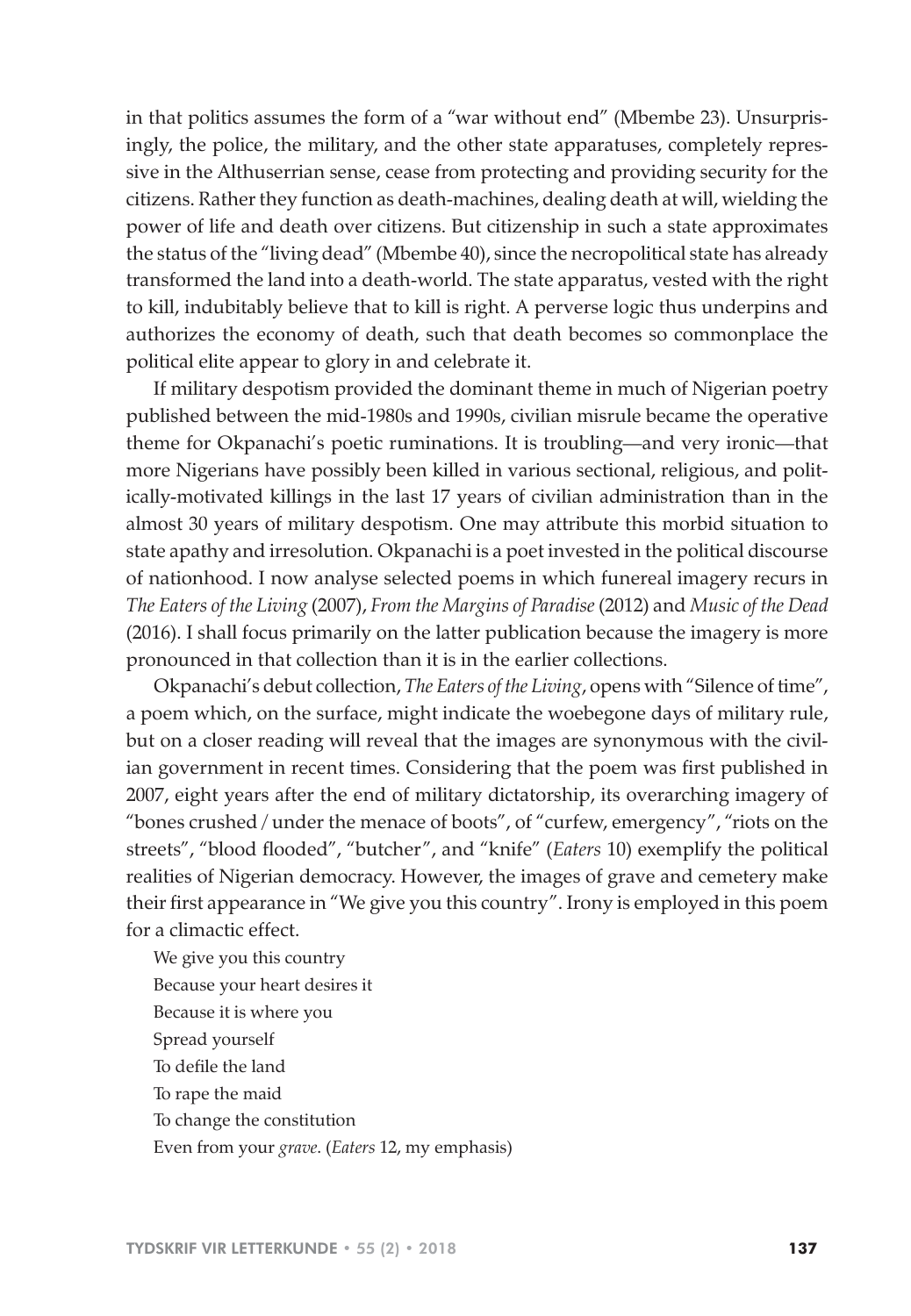in that politics assumes the form of a "war without end" (Mbembe 23). Unsurprisingly, the police, the military, and the other state apparatuses, completely repressive in the Althuserrian sense, cease from protecting and providing security for the citizens. Rather they function as death-machines, dealing death at will, wielding the power of life and death over citizens. But citizenship in such a state approximates the status of the "living dead" (Mbembe 40), since the necropolitical state has already transformed the land into a death-world. The state apparatus, vested with the right to kill, indubitably believe that to kill is right. A perverse logic thus underpins and authorizes the economy of death, such that death becomes so commonplace the political elite appear to glory in and celebrate it.

If military despotism provided the dominant theme in much of Nigerian poetry published between the mid-1980s and 1990s, civilian misrule became the operative theme for Okpanachi's poetic ruminations. It is troubling—and very ironic—that more Nigerians have possibly been killed in various sectional, religious, and politically-motivated killings in the last 17 years of civilian administration than in the almost 30 years of military despotism. One may attribute this morbid situation to state apathy and irresolution. Okpanachi is a poet invested in the political discourse of nationhood. I now analyse selected poems in which funereal imagery recurs in *The Eaters of the Living* (2007), *From the Margins of Paradise* (2012) and *Music of the Dead* (2016). I shall focus primarily on the latter publication because the imagery is more pronounced in that collection than it is in the earlier collections.

Okpanachi's debut collection, *The Eaters of the Living*, opens with "Silence of time", a poem which, on the surface, might indicate the woebegone days of military rule, but on a closer reading will reveal that the images are synonymous with the civilian government in recent times. Considering that the poem was first published in 2007, eight years after the end of military dictatorship, its overarching imagery of "bones crushed / under the menace of boots", of "curfew, emergency", "riots on the streets", "blood flooded", "butcher", and "knife" (*Eaters* 10) exemplify the political realities of Nigerian democracy. However, the images of grave and cemetery make their first appearance in "We give you this country". Irony is employed in this poem for a climactic effect.

> We give you this country  
> Because your heart desires it  
> Because it is where you  
> Spread yourself  
> To defile the land  
> To rape the maid  
> To change the constitution  
> Even from your *grave*. (*Eaters* 12, my emphasis)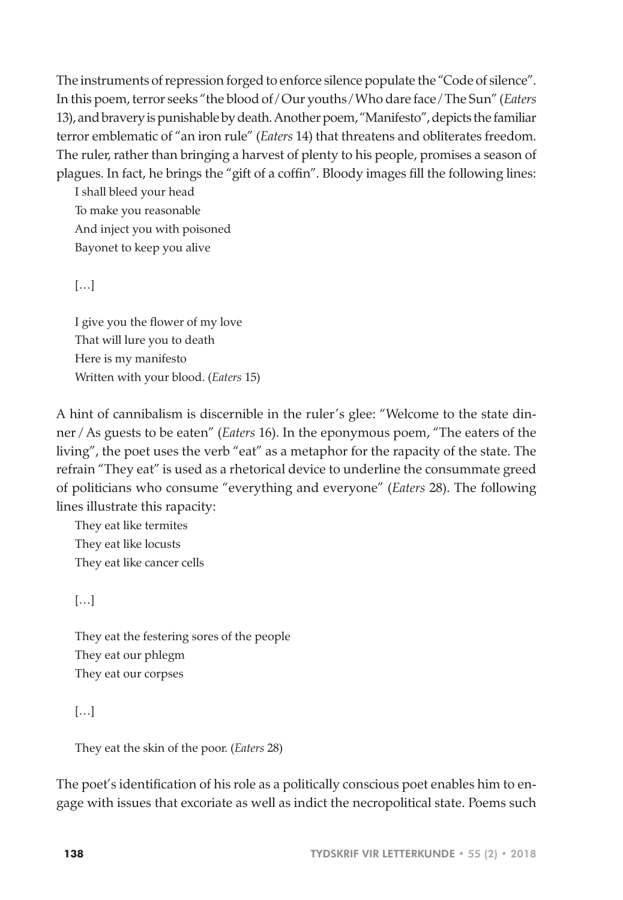The instruments of repression forged to enforce silence populate the "Code of silence". In this poem, terror seeks "the blood of / Our youths / Who dare face / The Sun" (*Eaters* 13), and bravery is punishable by death. Another poem, "Manifesto", depicts the familiar terror emblematic of "an iron rule" (*Eaters* 14) that threatens and obliterates freedom. The ruler, rather than bringing a harvest of plenty to his people, promises a season of plagues. In fact, he brings the "gift of a coffin". Bloody images fill the following lines:

> I shall bleed your head  
> To make you reasonable  
> And inject you with poisoned  
> Bayonet to keep you alive
>
> […]
>
> I give you the flower of my love  
> That will lure you to death  
> Here is my manifesto  
> Written with your blood. (*Eaters* 15)

A hint of cannibalism is discernible in the ruler's glee: "Welcome to the state dinner / As guests to be eaten" (*Eaters* 16). In the eponymous poem, "The eaters of the living", the poet uses the verb "eat" as a metaphor for the rapacity of the state. The refrain "They eat" is used as a rhetorical device to underline the consummate greed of politicians who consume "everything and everyone" (*Eaters* 28). The following lines illustrate this rapacity:

> They eat like termites  
> They eat like locusts  
> They eat like cancer cells
>
> […]
>
> They eat the festering sores of the people  
> They eat our phlegm  
> They eat our corpses
>
> […]
>
> They eat the skin of the poor. (*Eaters* 28)

The poet's identification of his role as a politically conscious poet enables him to engage with issues that excoriate as well as indict the necropolitical state. Poems such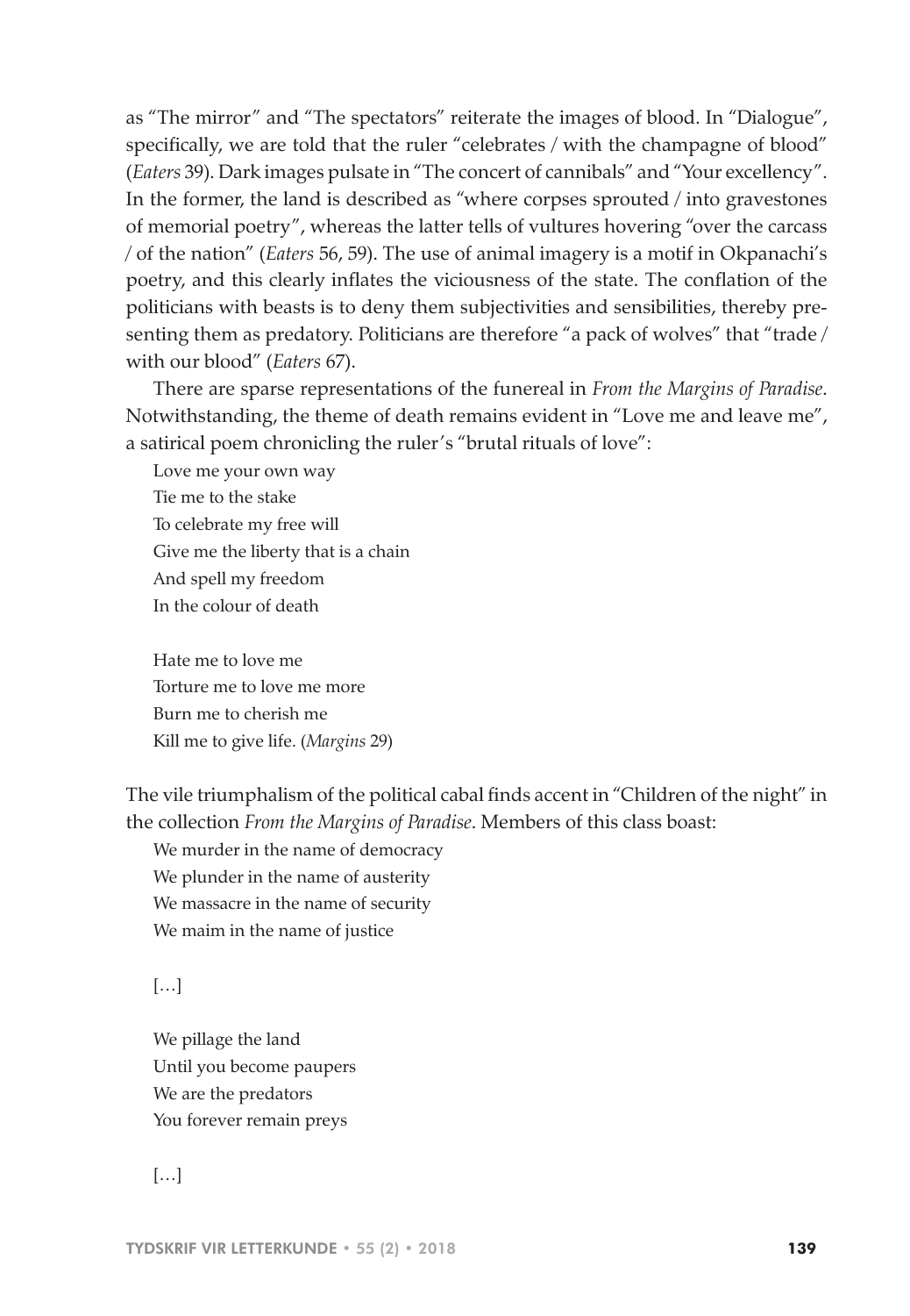as "The mirror" and "The spectators" reiterate the images of blood. In "Dialogue", specifically, we are told that the ruler "celebrates / with the champagne of blood" (*Eaters* 39). Dark images pulsate in "The concert of cannibals" and "Your excellency". In the former, the land is described as "where corpses sprouted / into gravestones of memorial poetry", whereas the latter tells of vultures hovering "over the carcass / of the nation" (*Eaters* 56, 59). The use of animal imagery is a motif in Okpanachi's poetry, and this clearly inflates the viciousness of the state. The conflation of the politicians with beasts is to deny them subjectivities and sensibilities, thereby presenting them as predatory. Politicians are therefore "a pack of wolves" that "trade / with our blood" (*Eaters* 67).

There are sparse representations of the funereal in *From the Margins of Paradise*. Notwithstanding, the theme of death remains evident in "Love me and leave me", a satirical poem chronicling the ruler's "brutal rituals of love":

> Love me your own way
> Tie me to the stake
> To celebrate my free will
> Give me the liberty that is a chain
> And spell my freedom
> In the colour of death
>
> Hate me to love me
> Torture me to love me more
> Burn me to cherish me
> Kill me to give life. (*Margins* 29)

The vile triumphalism of the political cabal finds accent in "Children of the night" in the collection *From the Margins of Paradise*. Members of this class boast:

> We murder in the name of democracy
> We plunder in the name of austerity
> We massacre in the name of security
> We maim in the name of justice
>
> […]
>
> We pillage the land
> Until you become paupers
> We are the predators
> You forever remain preys
>
> […]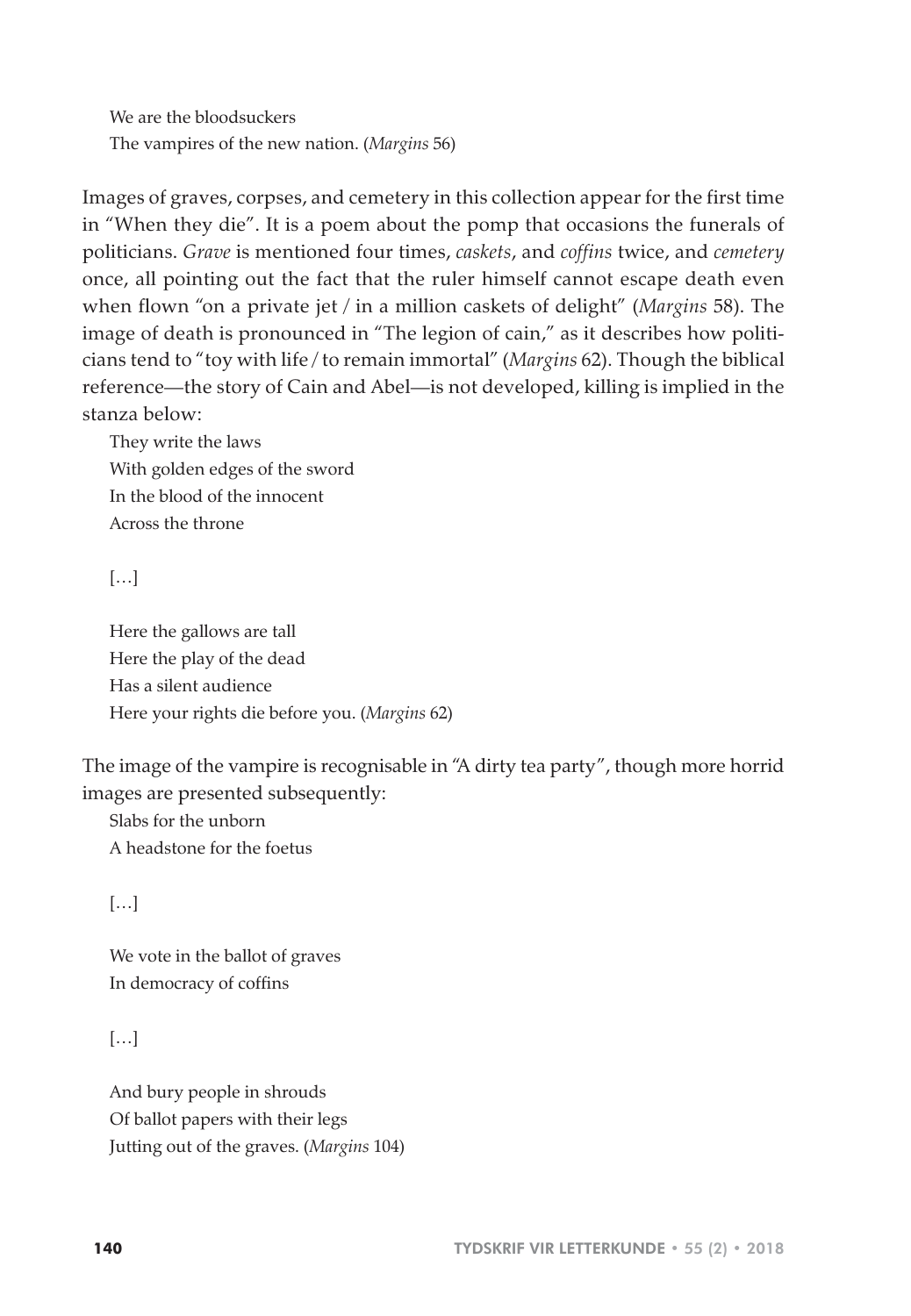We are the bloodsuckers
The vampires of the new nation. (*Margins* 56)

Images of graves, corpses, and cemetery in this collection appear for the first time in "When they die". It is a poem about the pomp that occasions the funerals of politicians. *Grave* is mentioned four times, *caskets*, and *coffins* twice, and *cemetery* once, all pointing out the fact that the ruler himself cannot escape death even when flown "on a private jet / in a million caskets of delight" (*Margins* 58). The image of death is pronounced in "The legion of cain," as it describes how politicians tend to "toy with life / to remain immortal" (*Margins* 62). Though the biblical reference—the story of Cain and Abel—is not developed, killing is implied in the stanza below:

They write the laws
With golden edges of the sword
In the blood of the innocent
Across the throne

[…]

Here the gallows are tall
Here the play of the dead
Has a silent audience
Here your rights die before you. (*Margins* 62)

The image of the vampire is recognisable in "A dirty tea party", though more horrid images are presented subsequently:

Slabs for the unborn
A headstone for the foetus

[…]

We vote in the ballot of graves
In democracy of coffins

[…]

And bury people in shrouds
Of ballot papers with their legs
Jutting out of the graves. (*Margins* 104)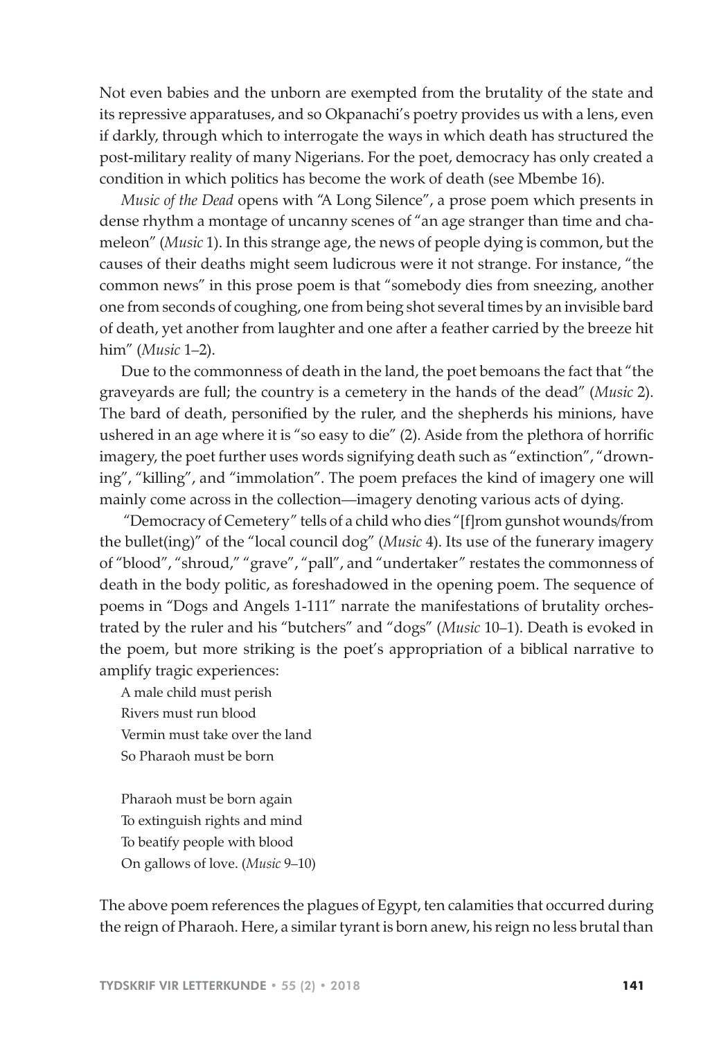Not even babies and the unborn are exempted from the brutality of the state and its repressive apparatuses, and so Okpanachi's poetry provides us with a lens, even if darkly, through which to interrogate the ways in which death has structured the post-military reality of many Nigerians. For the poet, democracy has only created a condition in which politics has become the work of death (see Mbembe 16).

*Music of the Dead* opens with "A Long Silence", a prose poem which presents in dense rhythm a montage of uncanny scenes of "an age stranger than time and chameleon" (*Music* 1). In this strange age, the news of people dying is common, but the causes of their deaths might seem ludicrous were it not strange. For instance, "the common news" in this prose poem is that "somebody dies from sneezing, another one from seconds of coughing, one from being shot several times by an invisible bard of death, yet another from laughter and one after a feather carried by the breeze hit him" (*Music* 1–2).

Due to the commonness of death in the land, the poet bemoans the fact that "the graveyards are full; the country is a cemetery in the hands of the dead" (*Music* 2). The bard of death, personified by the ruler, and the shepherds his minions, have ushered in an age where it is "so easy to die" (2). Aside from the plethora of horrific imagery, the poet further uses words signifying death such as "extinction", "drowning", "killing", and "immolation". The poem prefaces the kind of imagery one will mainly come across in the collection—imagery denoting various acts of dying.

"Democracy of Cemetery" tells of a child who dies "[f]rom gunshot wounds/from the bullet(ing)" of the "local council dog" (*Music* 4). Its use of the funerary imagery of "blood", "shroud," "grave", "pall", and "undertaker" restates the commonness of death in the body politic, as foreshadowed in the opening poem. The sequence of poems in "Dogs and Angels 1-111" narrate the manifestations of brutality orchestrated by the ruler and his "butchers" and "dogs" (*Music* 10–1). Death is evoked in the poem, but more striking is the poet's appropriation of a biblical narrative to amplify tragic experiences:

> A male child must perish
> Rivers must run blood
> Vermin must take over the land
> So Pharaoh must be born
>
> Pharaoh must be born again
> To extinguish rights and mind
> To beatify people with blood
> On gallows of love. (*Music* 9–10)

The above poem references the plagues of Egypt, ten calamities that occurred during the reign of Pharaoh. Here, a similar tyrant is born anew, his reign no less brutal than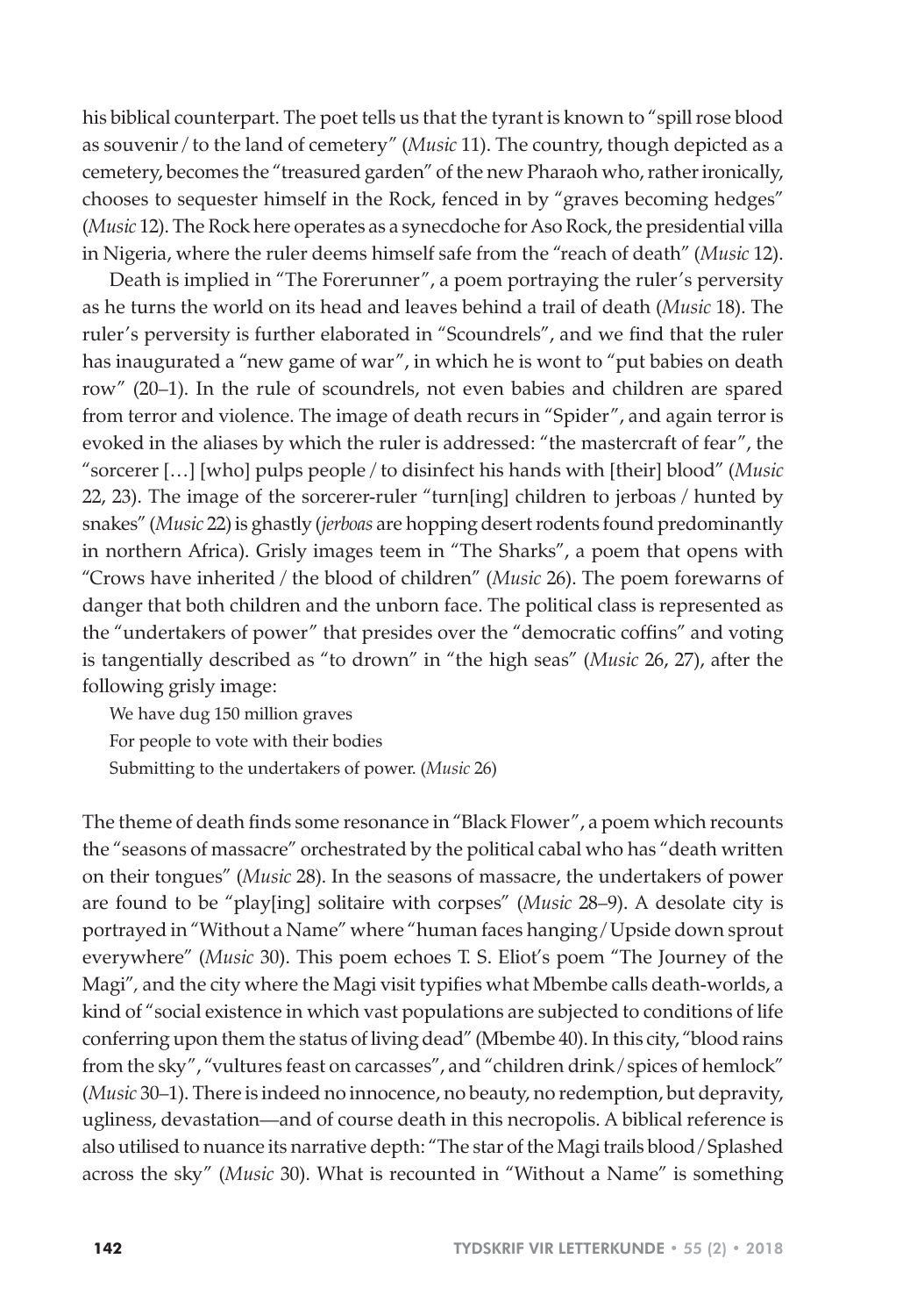his biblical counterpart. The poet tells us that the tyrant is known to "spill rose blood as souvenir / to the land of cemetery" (*Music* 11). The country, though depicted as a cemetery, becomes the "treasured garden" of the new Pharaoh who, rather ironically, chooses to sequester himself in the Rock, fenced in by "graves becoming hedges" (*Music* 12). The Rock here operates as a synecdoche for Aso Rock, the presidential villa in Nigeria, where the ruler deems himself safe from the "reach of death" (*Music* 12).

Death is implied in "The Forerunner", a poem portraying the ruler's perversity as he turns the world on its head and leaves behind a trail of death (*Music* 18). The ruler's perversity is further elaborated in "Scoundrels", and we find that the ruler has inaugurated a "new game of war", in which he is wont to "put babies on death row" (20–1). In the rule of scoundrels, not even babies and children are spared from terror and violence. The image of death recurs in "Spider", and again terror is evoked in the aliases by which the ruler is addressed: "the mastercraft of fear", the "sorcerer […] [who] pulps people / to disinfect his hands with [their] blood" (*Music* 22, 23). The image of the sorcerer-ruler "turn[ing] children to jerboas / hunted by snakes" (*Music* 22) is ghastly (*jerboas* are hopping desert rodents found predominantly in northern Africa). Grisly images teem in "The Sharks", a poem that opens with "Crows have inherited / the blood of children" (*Music* 26). The poem forewarns of danger that both children and the unborn face. The political class is represented as the "undertakers of power" that presides over the "democratic coffins" and voting is tangentially described as "to drown" in "the high seas" (*Music* 26, 27), after the following grisly image:

> We have dug 150 million graves
> For people to vote with their bodies
> Submitting to the undertakers of power. (*Music* 26)

The theme of death finds some resonance in "Black Flower", a poem which recounts the "seasons of massacre" orchestrated by the political cabal who has "death written on their tongues" (*Music* 28). In the seasons of massacre, the undertakers of power are found to be "play[ing] solitaire with corpses" (*Music* 28–9). A desolate city is portrayed in "Without a Name" where "human faces hanging / Upside down sprout everywhere" (*Music* 30). This poem echoes T. S. Eliot's poem "The Journey of the Magi", and the city where the Magi visit typifies what Mbembe calls death-worlds, a kind of "social existence in which vast populations are subjected to conditions of life conferring upon them the status of living dead" (Mbembe 40). In this city, "blood rains from the sky", "vultures feast on carcasses", and "children drink / spices of hemlock" (*Music* 30–1). There is indeed no innocence, no beauty, no redemption, but depravity, ugliness, devastation—and of course death in this necropolis. A biblical reference is also utilised to nuance its narrative depth: "The star of the Magi trails blood / Splashed across the sky" (*Music* 30). What is recounted in "Without a Name" is something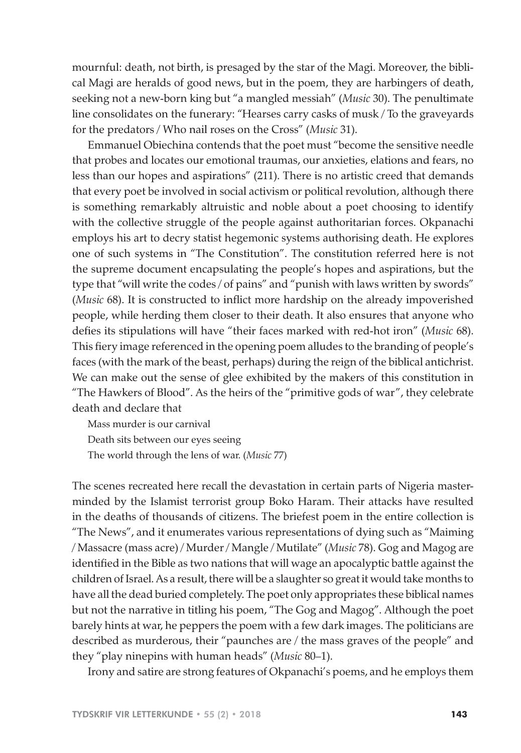mournful: death, not birth, is presaged by the star of the Magi. Moreover, the biblical Magi are heralds of good news, but in the poem, they are harbingers of death, seeking not a new-born king but "a mangled messiah" (*Music* 30). The penultimate line consolidates on the funerary: "Hearses carry casks of musk / To the graveyards for the predators / Who nail roses on the Cross" (*Music* 31).

Emmanuel Obiechina contends that the poet must "become the sensitive needle that probes and locates our emotional traumas, our anxieties, elations and fears, no less than our hopes and aspirations" (211). There is no artistic creed that demands that every poet be involved in social activism or political revolution, although there is something remarkably altruistic and noble about a poet choosing to identify with the collective struggle of the people against authoritarian forces. Okpanachi employs his art to decry statist hegemonic systems authorising death. He explores one of such systems in "The Constitution". The constitution referred here is not the supreme document encapsulating the people's hopes and aspirations, but the type that "will write the codes / of pains" and "punish with laws written by swords" (*Music* 68). It is constructed to inflict more hardship on the already impoverished people, while herding them closer to their death. It also ensures that anyone who defies its stipulations will have "their faces marked with red-hot iron" (*Music* 68). This fiery image referenced in the opening poem alludes to the branding of people's faces (with the mark of the beast, perhaps) during the reign of the biblical antichrist. We can make out the sense of glee exhibited by the makers of this constitution in "The Hawkers of Blood". As the heirs of the "primitive gods of war", they celebrate death and declare that

> Mass murder is our carnival
> Death sits between our eyes seeing
> The world through the lens of war. (*Music* 77)

The scenes recreated here recall the devastation in certain parts of Nigeria masterminded by the Islamist terrorist group Boko Haram. Their attacks have resulted in the deaths of thousands of citizens. The briefest poem in the entire collection is "The News", and it enumerates various representations of dying such as "Maiming / Massacre (mass acre) / Murder / Mangle / Mutilate" (*Music* 78). Gog and Magog are identified in the Bible as two nations that will wage an apocalyptic battle against the children of Israel. As a result, there will be a slaughter so great it would take months to have all the dead buried completely. The poet only appropriates these biblical names but not the narrative in titling his poem, "The Gog and Magog". Although the poet barely hints at war, he peppers the poem with a few dark images. The politicians are described as murderous, their "paunches are / the mass graves of the people" and they "play ninepins with human heads" (*Music* 80–1).

Irony and satire are strong features of Okpanachi's poems, and he employs them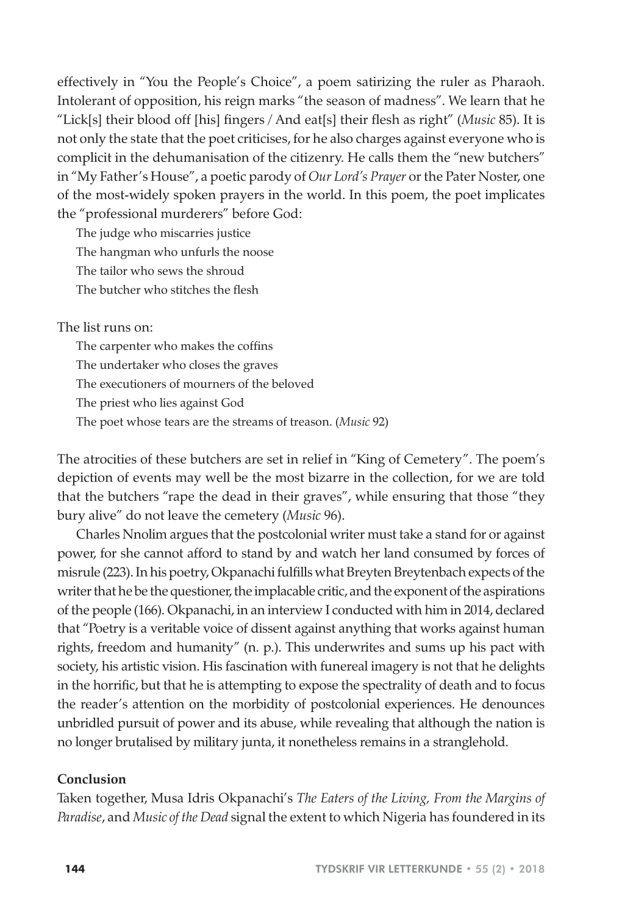effectively in "You the People's Choice", a poem satirizing the ruler as Pharaoh. Intolerant of opposition, his reign marks "the season of madness". We learn that he "Lick[s] their blood off [his] fingers / And eat[s] their flesh as right" (*Music* 85). It is not only the state that the poet criticises, for he also charges against everyone who is complicit in the dehumanisation of the citizenry. He calls them the "new butchers" in "My Father's House", a poetic parody of *Our Lord's Prayer* or the Pater Noster, one of the most-widely spoken prayers in the world. In this poem, the poet implicates the "professional murderers" before God:

> The judge who miscarries justice
> The hangman who unfurls the noose
> The tailor who sews the shroud
> The butcher who stitches the flesh

The list runs on:

> The carpenter who makes the coffins
> The undertaker who closes the graves
> The executioners of mourners of the beloved
> The priest who lies against God
> The poet whose tears are the streams of treason. (*Music* 92)

The atrocities of these butchers are set in relief in "King of Cemetery". The poem's depiction of events may well be the most bizarre in the collection, for we are told that the butchers "rape the dead in their graves", while ensuring that those "they bury alive" do not leave the cemetery (*Music* 96).

Charles Nnolim argues that the postcolonial writer must take a stand for or against power, for she cannot afford to stand by and watch her land consumed by forces of misrule (223). In his poetry, Okpanachi fulfills what Breyten Breytenbach expects of the writer that he be the questioner, the implacable critic, and the exponent of the aspirations of the people (166). Okpanachi, in an interview I conducted with him in 2014, declared that "Poetry is a veritable voice of dissent against anything that works against human rights, freedom and humanity" (n. p.). This underwrites and sums up his pact with society, his artistic vision. His fascination with funereal imagery is not that he delights in the horrific, but that he is attempting to expose the spectrality of death and to focus the reader's attention on the morbidity of postcolonial experiences. He denounces unbridled pursuit of power and its abuse, while revealing that although the nation is no longer brutalised by military junta, it nonetheless remains in a stranglehold.

## Conclusion

Taken together, Musa Idris Okpanachi's *The Eaters of the Living, From the Margins of Paradise*, and *Music of the Dead* signal the extent to which Nigeria has foundered in its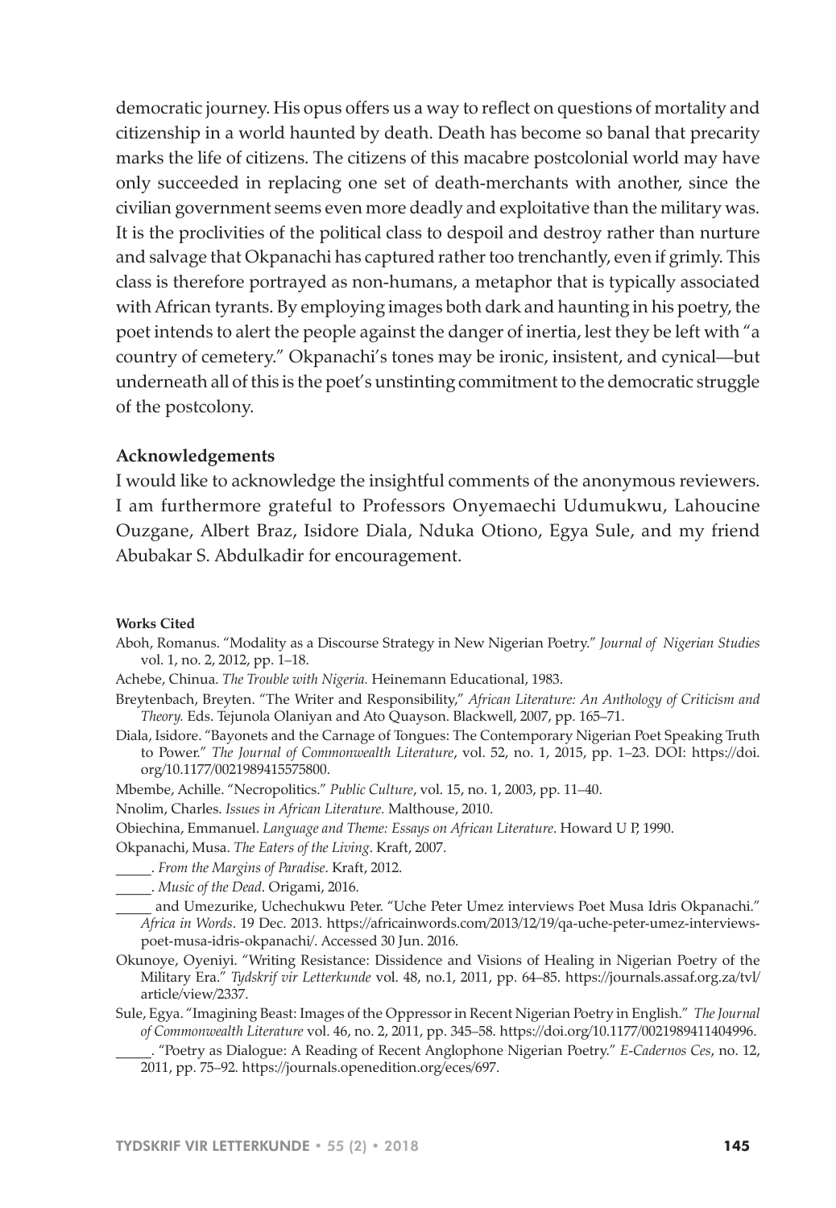democratic journey. His opus offers us a way to reflect on questions of mortality and citizenship in a world haunted by death. Death has become so banal that precarity marks the life of citizens. The citizens of this macabre postcolonial world may have only succeeded in replacing one set of death-merchants with another, since the civilian government seems even more deadly and exploitative than the military was. It is the proclivities of the political class to despoil and destroy rather than nurture and salvage that Okpanachi has captured rather too trenchantly, even if grimly. This class is therefore portrayed as non-humans, a metaphor that is typically associated with African tyrants. By employing images both dark and haunting in his poetry, the poet intends to alert the people against the danger of inertia, lest they be left with "a country of cemetery." Okpanachi's tones may be ironic, insistent, and cynical—but underneath all of this is the poet's unstinting commitment to the democratic struggle of the postcolony.

## Acknowledgements

I would like to acknowledge the insightful comments of the anonymous reviewers. I am furthermore grateful to Professors Onyemaechi Udumukwu, Lahoucine Ouzgane, Albert Braz, Isidore Diala, Nduka Otiono, Egya Sule, and my friend Abubakar S. Abdulkadir for encouragement.

### Works Cited

Aboh, Romanus. "Modality as a Discourse Strategy in New Nigerian Poetry." *Journal of Nigerian Studies* vol. 1, no. 2, 2012, pp. 1–18.

Achebe, Chinua. *The Trouble with Nigeria.* Heinemann Educational, 1983.

Breytenbach, Breyten. "The Writer and Responsibility," *African Literature: An Anthology of Criticism and Theory.* Eds. Tejunola Olaniyan and Ato Quayson. Blackwell, 2007, pp. 165–71.

Diala, Isidore. "Bayonets and the Carnage of Tongues: The Contemporary Nigerian Poet Speaking Truth to Power." *The Journal of Commonwealth Literature*, vol. 52, no. 1, 2015, pp. 1–23. DOI: https://doi.org/10.1177/0021989415575800.

Mbembe, Achille. "Necropolitics." *Public Culture*, vol. 15, no. 1, 2003, pp. 11–40.

Nnolim, Charles. *Issues in African Literature.* Malthouse, 2010.

Obiechina, Emmanuel. *Language and Theme: Essays on African Literature*. Howard U P, 1990.

Okpanachi, Musa. *The Eaters of the Living*. Kraft, 2007.

_____. *From the Margins of Paradise*. Kraft, 2012.

_____. *Music of the Dead*. Origami, 2016.

_____ and Umezurike, Uchechukwu Peter. "Uche Peter Umez interviews Poet Musa Idris Okpanachi." *Africa in Words*. 19 Dec. 2013. https://africainwords.com/2013/12/19/qa-uche-peter-umez-interviews-poet-musa-idris-okpanachi/. Accessed 30 Jun. 2016.

Okunoye, Oyeniyi. "Writing Resistance: Dissidence and Visions of Healing in Nigerian Poetry of the Military Era." *Tydskrif vir Letterkunde* vol. 48, no.1, 2011, pp. 64–85. https://journals.assaf.org.za/tvl/article/view/2337.

Sule, Egya. "Imagining Beast: Images of the Oppressor in Recent Nigerian Poetry in English." *The Journal of Commonwealth Literature* vol. 46, no. 2, 2011, pp. 345–58. https://doi.org/10.1177/0021989411404996.

_____. "Poetry as Dialogue: A Reading of Recent Anglophone Nigerian Poetry." *E-Cadernos Ces*, no. 12, 2011, pp. 75–92. https://journals.openedition.org/eces/697.